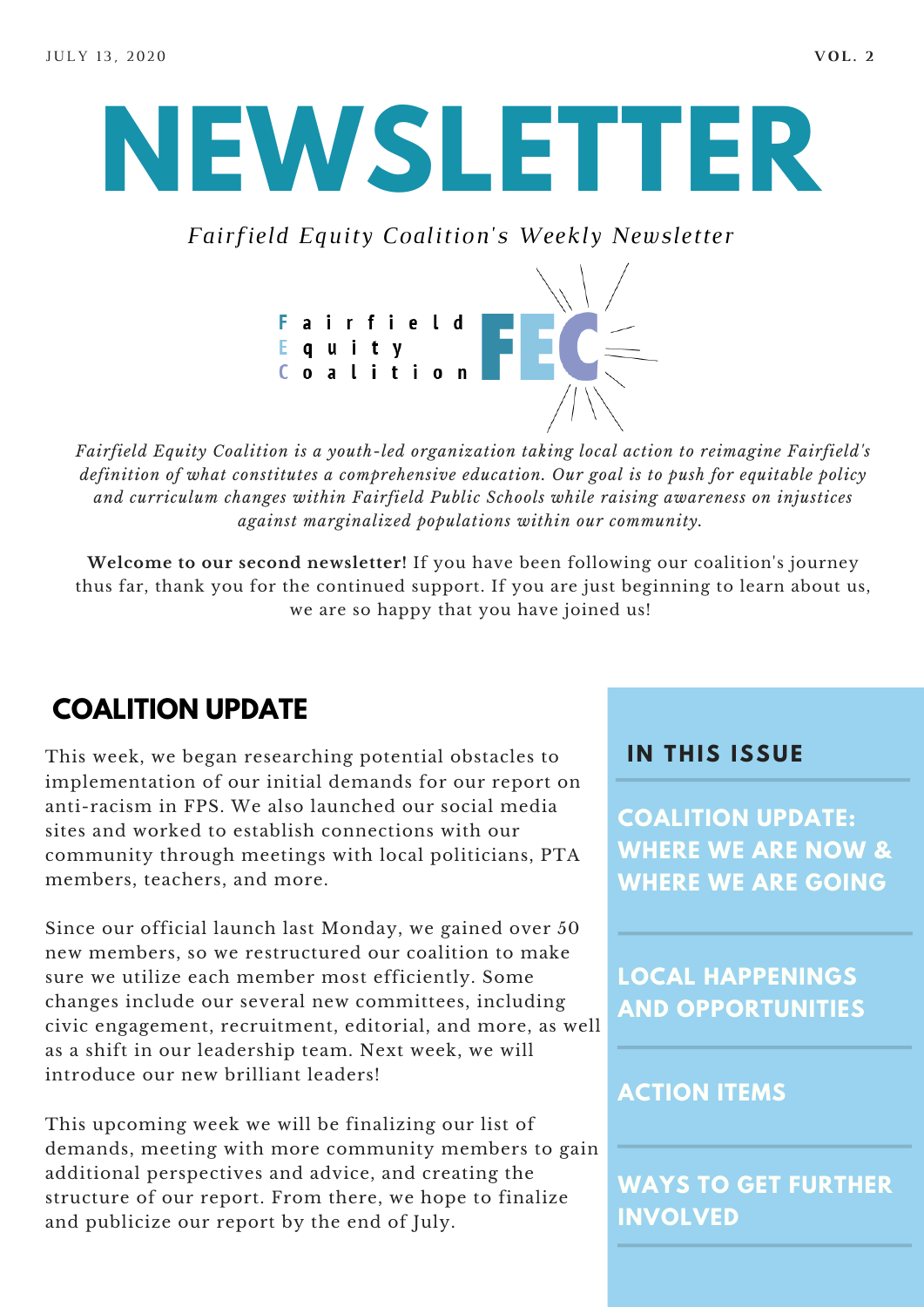JULY 13, 2020

VOL. 2

# NEWSLETTER

*Fairfield Equity Coalition's Weekly Newsletter*

Fairfield Equity Coalition FEC

*Fairfield Equity Coalition is a youth-led organization taking local action to reimagine Fairfield's definition of what constitutes a comprehensive education. Our goal is to push for equitable policy and curriculum changes within Fairfield Public Schools while raising awareness on injustices against marginalized populations within our community.*

**Welcome to our second newsletter!** If you have been following our coalition's journey thus far, thank you for the continued support. If you are just beginning to learn about us, we are so happy that you have joined us!

## COALITION UPDATE

This week, we began researching potential obstacles to implementation of our initial demands for our report on anti-racism in FPS. We also launched our social media sites and worked to establish connections with our community through meetings with local politicians, PTA members, teachers, and more.

Since our official launch last Monday, we gained over 50 new members, so we restructured our coalition to make sure we utilize each member most efficiently. Some changes include our several new committees, including civic engagement, recruitment, editorial, and more, as well as a shift in our leadership team. Next week, we will introduce our new brilliant leaders!

This upcoming week we will be finalizing our list of demands, meeting with more community members to gain additional perspectives and advice, and creating the structure of our report. From there, we hope to finalize and publicize our report by the end of July.

### IN THIS ISSUE

- COALITION UPDATE: WHERE WE ARE NOW & WHERE WE ARE GOING
- LOCAL HAPPENINGS AND OPPORTUNITIES
- ACTION ITEMS
- WAYS TO GET FURTHER INVOLVED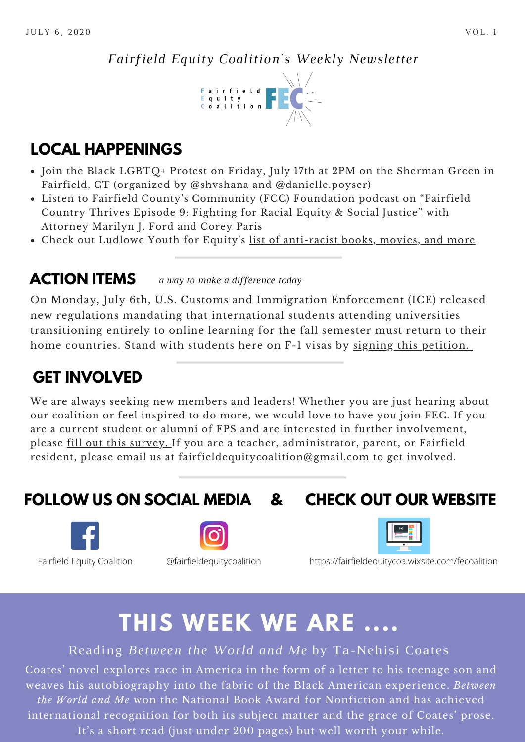JULY 6, 2020 VOL. 1

*Fairfield Equity Coalition's Weekly Newsletter*

Fairfield Equity Coalition FEC

## LOCAL HAPPENINGS

- Join the Black LGBTQ+ Protest on Friday, July 17th at 2PM on the Sherman Green in Fairfield, CT (organized by @shvshana and @danielle.poyser)
- Listen to Fairfield County's Community (FCC) Foundation podcast on "Fairfield Country Thrives Episode 9: Fighting for Racial Equity & Social Justice" with Attorney Marilyn J. Ford and Corey Paris
- Check out Ludlowe Youth for Equity's list of anti-racist books, movies, and more

## ACTION ITEMS *a way to make a difference today*

On Monday, July 6th, U.S. Customs and Immigration Enforcement (ICE) released new regulations mandating that international students attending universities transitioning entirely to online learning for the fall semester must return to their home countries. Stand with students here on F-1 visas by signing this petition.

## GET INVOLVED

We are always seeking new members and leaders! Whether you are just hearing about our coalition or feel inspired to do more, we would love to have you join FEC. If you are a current student or alumni of FPS and are interested in further involvement, please fill out this survey. If you are a teacher, administrator, parent, or Fairfield resident, please email us at fairfieldequitycoalition@gmail.com to get involved.

## FOLLOW US ON SOCIAL MEDIA & CHECK OUT OUR WEBSITE

Fairfield Equity Coalition

@fairfieldequitycoalition

https://fairfieldequitycoa.wixsite.com/fecoalition

## THIS WEEK WE ARE ....

Reading *Between the World and Me* by Ta-Nehisi Coates

Coates' novel explores race in America in the form of a letter to his teenage son and weaves his autobiography into the fabric of the Black American experience. *Between the World and Me* won the National Book Award for Nonfiction and has achieved international recognition for both its subject matter and the grace of Coates' prose. It's a short read (just under 200 pages) but well worth your while.